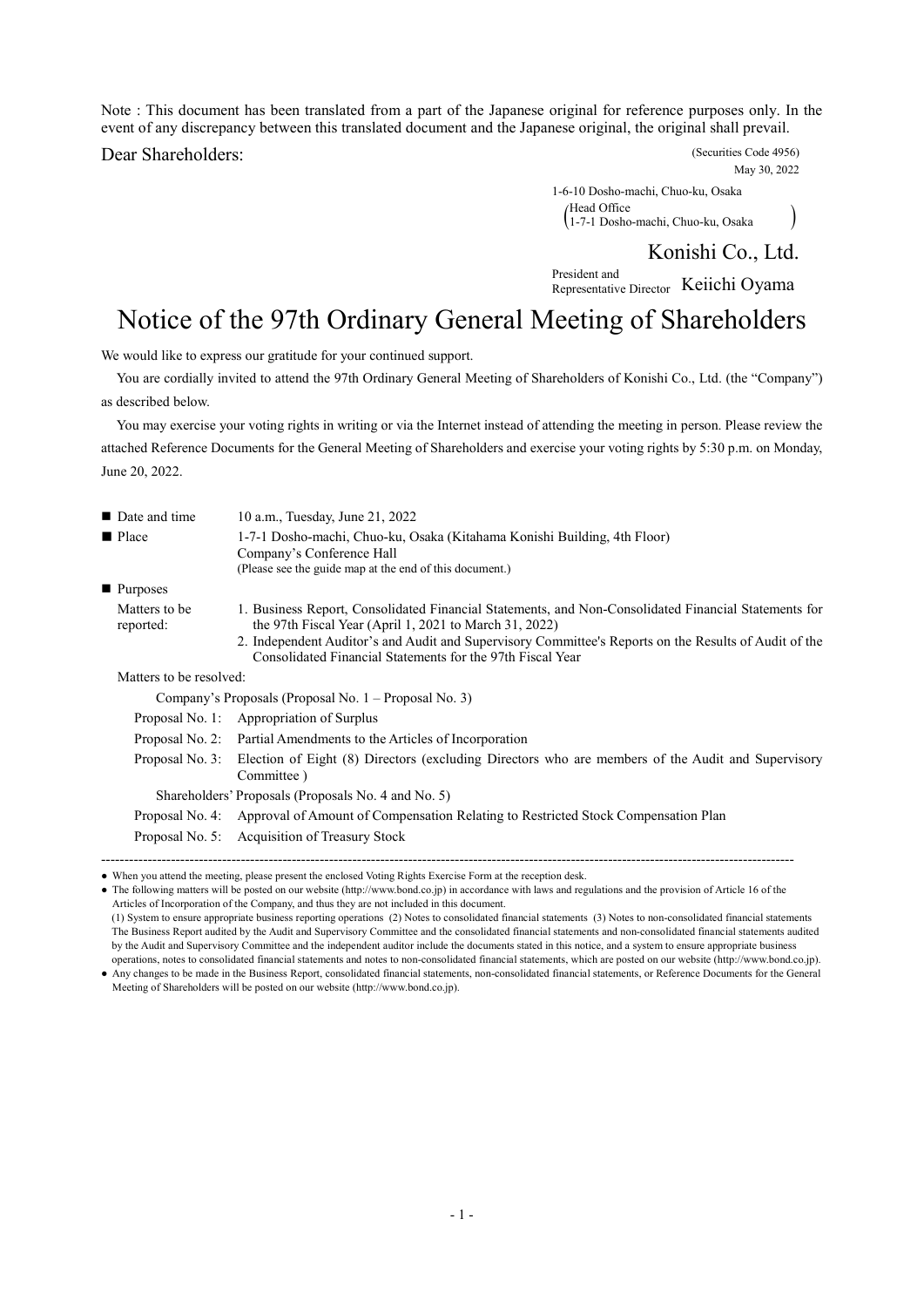Note : This document has been translated from a part of the Japanese original for reference purposes only. In the event of any discrepancy between this translated document and the Japanese original, the original shall prevail.

Dear Shareholders:

(Securities Code 4956)
May 30, 2022

1-6-10 Dosho-machi, Chuo-ku, Osaka
(Head Office
1-7-1 Dosho-machi, Chuo-ku, Osaka)

Konishi Co., Ltd.

President and Representative Director Keiichi Oyama

# Notice of the 97th Ordinary General Meeting of Shareholders

We would like to express our gratitude for your continued support.

You are cordially invited to attend the 97th Ordinary General Meeting of Shareholders of Konishi Co., Ltd. (the "Company") as described below.

You may exercise your voting rights in writing or via the Internet instead of attending the meeting in person. Please review the attached Reference Documents for the General Meeting of Shareholders and exercise your voting rights by 5:30 p.m. on Monday, June 20, 2022.

■ Date and time: 10 a.m., Tuesday, June 21, 2022

■ Place: 1-7-1 Dosho-machi, Chuo-ku, Osaka (Kitahama Konishi Building, 4th Floor)
Company's Conference Hall
(Please see the guide map at the end of this document.)

■ Purposes

Matters to be reported:

1. Business Report, Consolidated Financial Statements, and Non-Consolidated Financial Statements for the 97th Fiscal Year (April 1, 2021 to March 31, 2022)
2. Independent Auditor's and Audit and Supervisory Committee's Reports on the Results of Audit of the Consolidated Financial Statements for the 97th Fiscal Year

Matters to be resolved:

Company's Proposals (Proposal No. 1 – Proposal No. 3)

- Proposal No. 1: Appropriation of Surplus
- Proposal No. 2: Partial Amendments to the Articles of Incorporation
- Proposal No. 3: Election of Eight (8) Directors (excluding Directors who are members of the Audit and Supervisory Committee )

Shareholders' Proposals (Proposals No. 4 and No. 5)

- Proposal No. 4: Approval of Amount of Compensation Relating to Restricted Stock Compensation Plan
- Proposal No. 5: Acquisition of Treasury Stock

---

- When you attend the meeting, please present the enclosed Voting Rights Exercise Form at the reception desk.
- The following matters will be posted on our website (http://www.bond.co.jp) in accordance with laws and regulations and the provision of Article 16 of the Articles of Incorporation of the Company, and thus they are not included in this document.
  (1) System to ensure appropriate business reporting operations (2) Notes to consolidated financial statements (3) Notes to non-consolidated financial statements
  The Business Report audited by the Audit and Supervisory Committee and the consolidated financial statements and non-consolidated financial statements audited by the Audit and Supervisory Committee and the independent auditor include the documents stated in this notice, and a system to ensure appropriate business operations, notes to consolidated financial statements and notes to non-consolidated financial statements, which are posted on our website (http://www.bond.co.jp).
- Any changes to be made in the Business Report, consolidated financial statements, non-consolidated financial statements, or Reference Documents for the General Meeting of Shareholders will be posted on our website (http://www.bond.co.jp).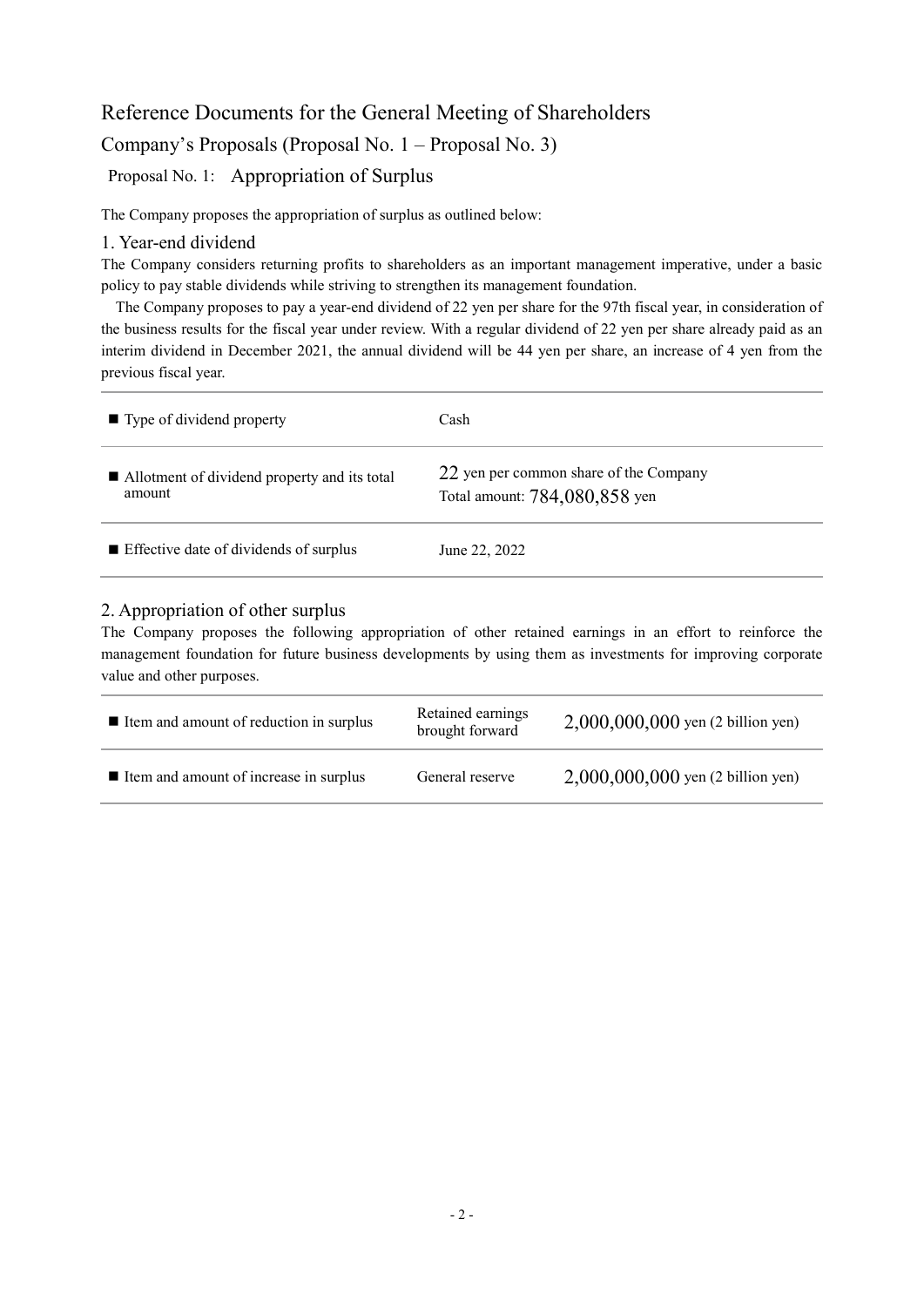# Reference Documents for the General Meeting of Shareholders

## Company's Proposals (Proposal No. 1 – Proposal No. 3)

### Proposal No. 1: Appropriation of Surplus

The Company proposes the appropriation of surplus as outlined below:

#### 1. Year-end dividend

The Company considers returning profits to shareholders as an important management imperative, under a basic policy to pay stable dividends while striving to strengthen its management foundation.

The Company proposes to pay a year-end dividend of 22 yen per share for the 97th fiscal year, in consideration of the business results for the fiscal year under review. With a regular dividend of 22 yen per share already paid as an interim dividend in December 2021, the annual dividend will be 44 yen per share, an increase of 4 yen from the previous fiscal year.

| | |
|---|---|
| ■ Type of dividend property | Cash |
| ■ Allotment of dividend property and its total amount | 22 yen per common share of the Company<br>Total amount: 784,080,858 yen |
| ■ Effective date of dividends of surplus | June 22, 2022 |

#### 2. Appropriation of other surplus

The Company proposes the following appropriation of other retained earnings in an effort to reinforce the management foundation for future business developments by using them as investments for improving corporate value and other purposes.

| | | |
|---|---|---|
| ■ Item and amount of reduction in surplus | Retained earnings brought forward | 2,000,000,000 yen (2 billion yen) |
| ■ Item and amount of increase in surplus | General reserve | 2,000,000,000 yen (2 billion yen) |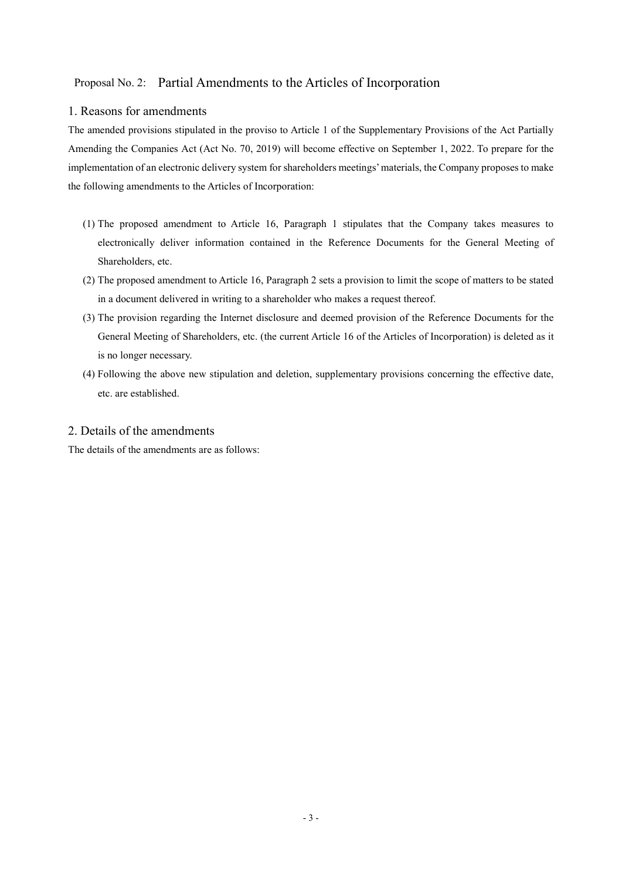## Proposal No. 2: Partial Amendments to the Articles of Incorporation

### 1. Reasons for amendments

The amended provisions stipulated in the proviso to Article 1 of the Supplementary Provisions of the Act Partially Amending the Companies Act (Act No. 70, 2019) will become effective on September 1, 2022. To prepare for the implementation of an electronic delivery system for shareholders meetings' materials, the Company proposes to make the following amendments to the Articles of Incorporation:

(1) The proposed amendment to Article 16, Paragraph 1 stipulates that the Company takes measures to electronically deliver information contained in the Reference Documents for the General Meeting of Shareholders, etc.

(2) The proposed amendment to Article 16, Paragraph 2 sets a provision to limit the scope of matters to be stated in a document delivered in writing to a shareholder who makes a request thereof.

(3) The provision regarding the Internet disclosure and deemed provision of the Reference Documents for the General Meeting of Shareholders, etc. (the current Article 16 of the Articles of Incorporation) is deleted as it is no longer necessary.

(4) Following the above new stipulation and deletion, supplementary provisions concerning the effective date, etc. are established.

### 2. Details of the amendments

The details of the amendments are as follows: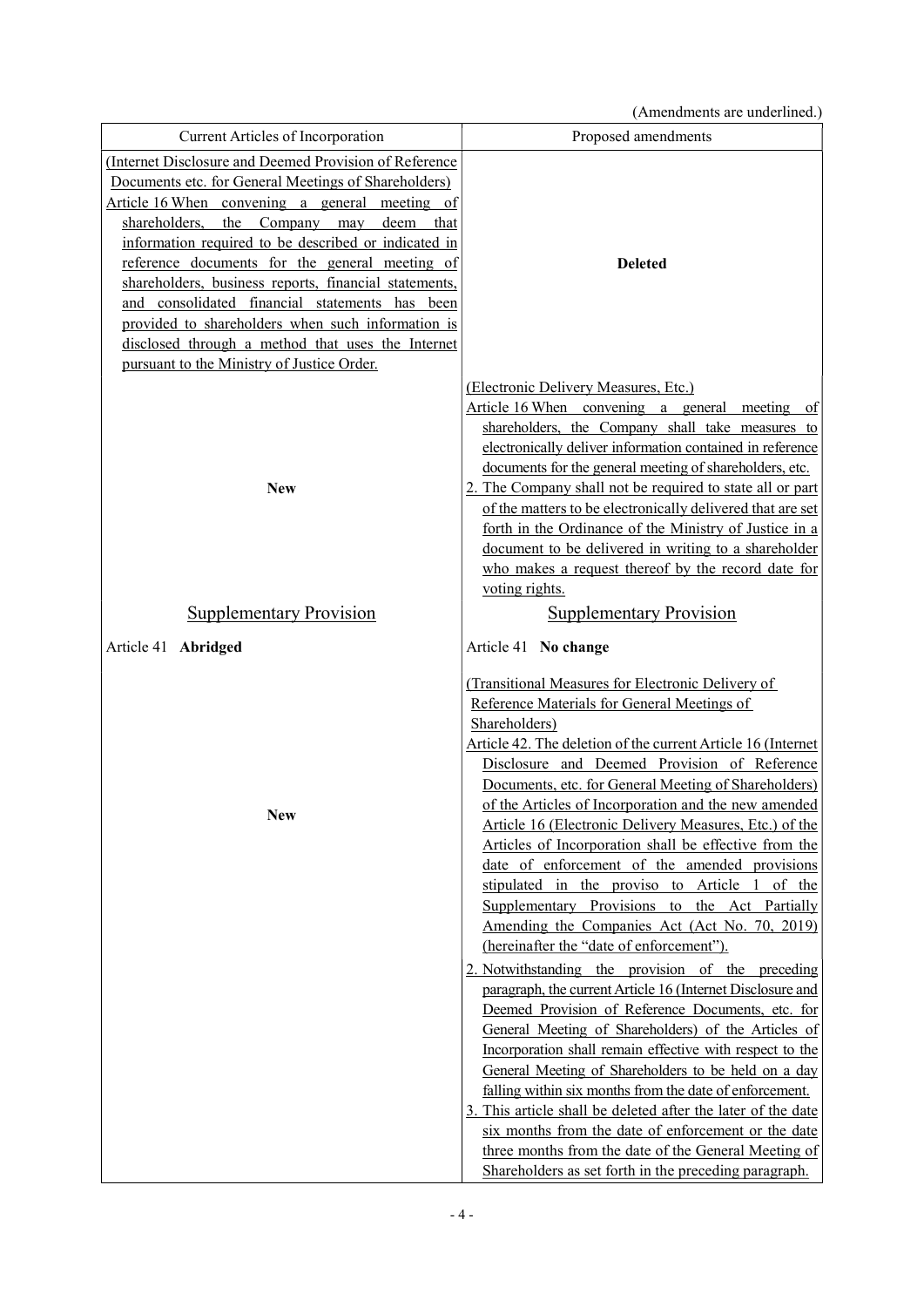(Amendments are underlined.)

| Current Articles of Incorporation | Proposed amendments |
|---|---|
| (Internet Disclosure and Deemed Provision of Reference Documents etc. for General Meetings of Shareholders)<br>Article 16 When convening a general meeting of shareholders, the Company may deem that information required to be described or indicated in reference documents for the general meeting of shareholders, business reports, financial statements, and consolidated financial statements has been provided to shareholders when such information is disclosed through a method that uses the Internet pursuant to the Ministry of Justice Order. | **Deleted** |
| **New** | (Electronic Delivery Measures, Etc.)<br>Article 16 When convening a general meeting of shareholders, the Company shall take measures to electronically deliver information contained in reference documents for the general meeting of shareholders, etc.<br>2. The Company shall not be required to state all or part of the matters to be electronically delivered that are set forth in the Ordinance of the Ministry of Justice in a document to be delivered in writing to a shareholder who makes a request thereof by the record date for voting rights. |
| Supplementary Provision | Supplementary Provision |
| Article 41 **Abridged** | Article 41 **No change** |
| **New** | (Transitional Measures for Electronic Delivery of Reference Materials for General Meetings of Shareholders)<br>Article 42. The deletion of the current Article 16 (Internet Disclosure and Deemed Provision of Reference Documents, etc. for General Meeting of Shareholders) of the Articles of Incorporation and the new amended Article 16 (Electronic Delivery Measures, Etc.) of the Articles of Incorporation shall be effective from the date of enforcement of the amended provisions stipulated in the proviso to Article 1 of the Supplementary Provisions to the Act Partially Amending the Companies Act (Act No. 70, 2019) (hereinafter the "date of enforcement").<br>2. Notwithstanding the provision of the preceding paragraph, the current Article 16 (Internet Disclosure and Deemed Provision of Reference Documents, etc. for General Meeting of Shareholders) of the Articles of Incorporation shall remain effective with respect to the General Meeting of Shareholders to be held on a day falling within six months from the date of enforcement.<br>3. This article shall be deleted after the later of the date six months from the date of enforcement or the date three months from the date of the General Meeting of Shareholders as set forth in the preceding paragraph. |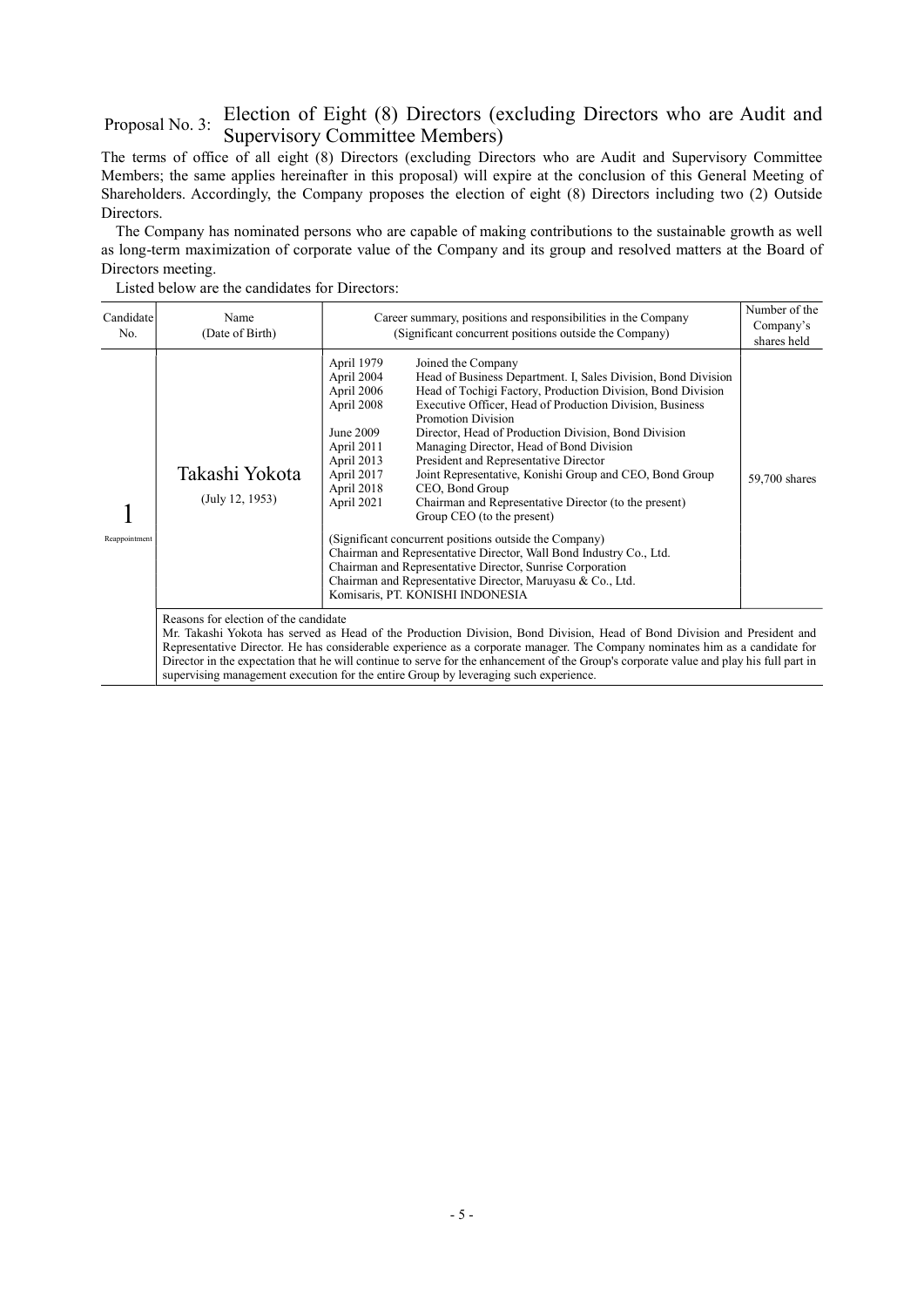## Proposal No. 3: Election of Eight (8) Directors (excluding Directors who are Audit and Supervisory Committee Members)

The terms of office of all eight (8) Directors (excluding Directors who are Audit and Supervisory Committee Members; the same applies hereinafter in this proposal) will expire at the conclusion of this General Meeting of Shareholders. Accordingly, the Company proposes the election of eight (8) Directors including two (2) Outside Directors.

The Company has nominated persons who are capable of making contributions to the sustainable growth as well as long-term maximization of corporate value of the Company and its group and resolved matters at the Board of Directors meeting.

Listed below are the candidates for Directors:

| Candidate No. | Name (Date of Birth) | Career summary, positions and responsibilities in the Company (Significant concurrent positions outside the Company) | Number of the Company's shares held |
|---|---|---|---|
| 1 Reappointment | Takashi Yokota (July 12, 1953) | April 1979 Joined the Company<br>April 2004 Head of Business Department. I, Sales Division, Bond Division<br>April 2006 Head of Tochigi Factory, Production Division, Bond Division<br>April 2008 Executive Officer, Head of Production Division, Business Promotion Division<br>June 2009 Director, Head of Production Division, Bond Division<br>April 2011 Managing Director, Head of Bond Division<br>April 2013 President and Representative Director<br>April 2017 Joint Representative, Konishi Group and CEO, Bond Group<br>April 2018 CEO, Bond Group<br>April 2021 Chairman and Representative Director (to the present)<br>Group CEO (to the present)<br><br>(Significant concurrent positions outside the Company)<br>Chairman and Representative Director, Wall Bond Industry Co., Ltd.<br>Chairman and Representative Director, Sunrise Corporation<br>Chairman and Representative Director, Maruyasu & Co., Ltd.<br>Komisaris, PT. KONISHI INDONESIA | 59,700 shares |
| | Reasons for election of the candidate<br>Mr. Takashi Yokota has served as Head of the Production Division, Bond Division, Head of Bond Division and President and Representative Director. He has considerable experience as a corporate manager. The Company nominates him as a candidate for Director in the expectation that he will continue to serve for the enhancement of the Group's corporate value and play his full part in supervising management execution for the entire Group by leveraging such experience. | | |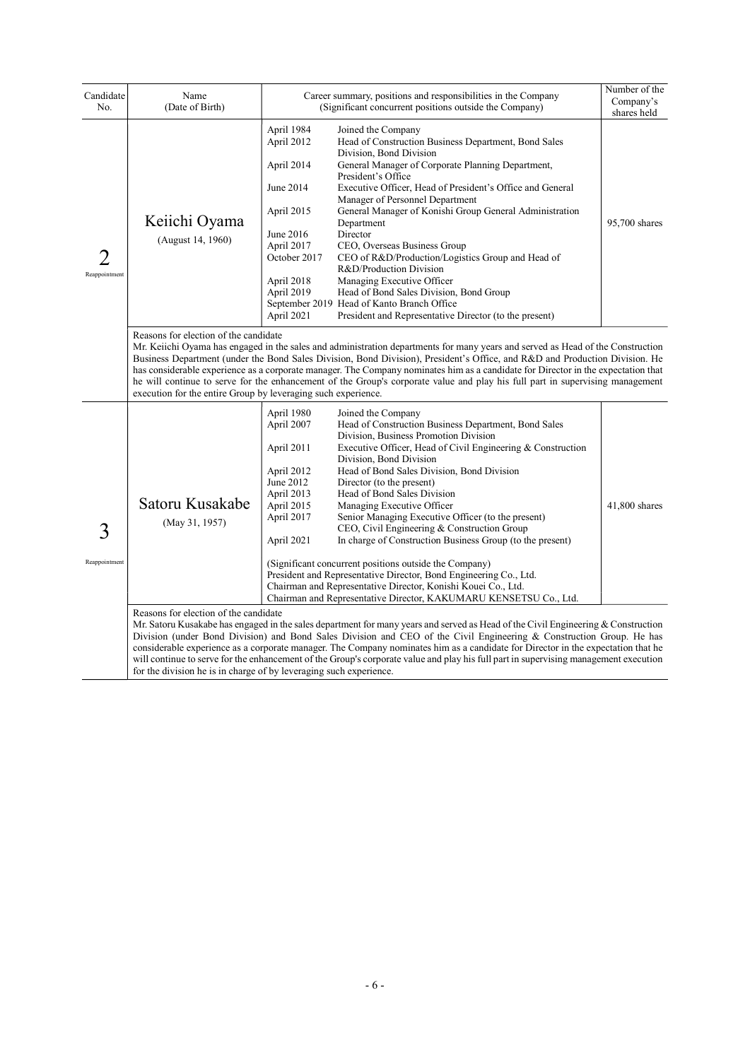| Candidate No. | Name (Date of Birth) | Career summary, positions and responsibilities in the Company (Significant concurrent positions outside the Company) | Number of the Company's shares held |
|---|---|---|---|
| 2 Reappointment | Keiichi Oyama (August 14, 1960) | April 1984 Joined the Company<br>April 2012 Head of Construction Business Department, Bond Sales Division, Bond Division<br>April 2014 General Manager of Corporate Planning Department, President's Office<br>June 2014 Executive Officer, Head of President's Office and General Manager of Personnel Department<br>April 2015 General Manager of Konishi Group General Administration Department<br>June 2016 Director<br>April 2017 CEO, Overseas Business Group<br>October 2017 CEO of R&D/Production/Logistics Group and Head of R&D/Production Division<br>April 2018 Managing Executive Officer<br>April 2019 Head of Bond Sales Division, Bond Group<br>September 2019 Head of Kanto Branch Office<br>April 2021 President and Representative Director (to the present) | 95,700 shares |
| | Reasons for election of the candidate<br>Mr. Keiichi Oyama has engaged in the sales and administration departments for many years and served as Head of the Construction Business Department (under the Bond Sales Division, Bond Division), President's Office, and R&D and Production Division. He has considerable experience as a corporate manager. The Company nominates him as a candidate for Director in the expectation that he will continue to serve for the enhancement of the Group's corporate value and play his full part in supervising management execution for the entire Group by leveraging such experience. | | |
| 3 Reappointment | Satoru Kusakabe (May 31, 1957) | April 1980 Joined the Company<br>April 2007 Head of Construction Business Department, Bond Sales Division, Business Promotion Division<br>April 2011 Executive Officer, Head of Civil Engineering & Construction Division, Bond Division<br>April 2012 Head of Bond Sales Division, Bond Division<br>June 2012 Director (to the present)<br>April 2013 Head of Bond Sales Division<br>April 2015 Managing Executive Officer<br>April 2017 Senior Managing Executive Officer (to the present) CEO, Civil Engineering & Construction Group<br>April 2021 In charge of Construction Business Group (to the present)<br><br>(Significant concurrent positions outside the Company)<br>President and Representative Director, Bond Engineering Co., Ltd.<br>Chairman and Representative Director, Konishi Kouei Co., Ltd.<br>Chairman and Representative Director, KAKUMARU KENSETSU Co., Ltd. | 41,800 shares |
| | Reasons for election of the candidate<br>Mr. Satoru Kusakabe has engaged in the sales department for many years and served as Head of the Civil Engineering & Construction Division (under Bond Division) and Bond Sales Division and CEO of the Civil Engineering & Construction Group. He has considerable experience as a corporate manager. The Company nominates him as a candidate for Director in the expectation that he will continue to serve for the enhancement of the Group's corporate value and play his full part in supervising management execution for the division he is in charge of by leveraging such experience. | | |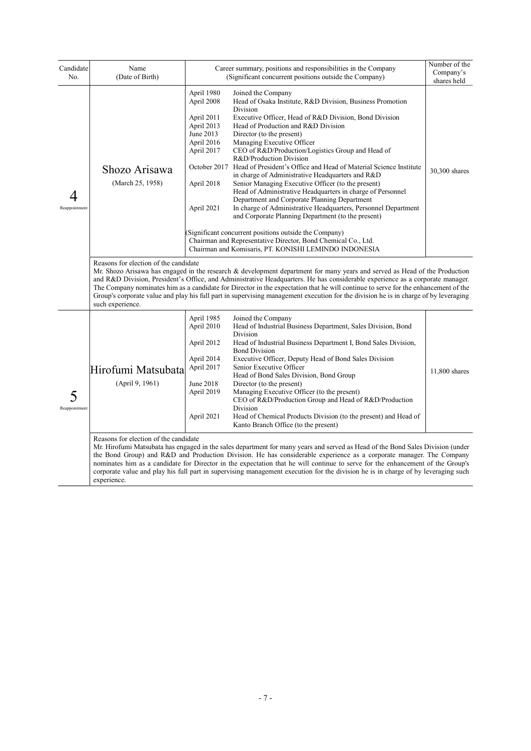| Candidate No. | Name (Date of Birth) | Career summary, positions and responsibilities in the Company (Significant concurrent positions outside the Company) | Number of the Company's shares held |
|---|---|---|---|
| 4 Reappointment | Shozo Arisawa (March 25, 1958) | April 1980 Joined the Company<br>April 2008 Head of Osaka Institute, R&D Division, Business Promotion Division<br>April 2011 Executive Officer, Head of R&D Division, Bond Division<br>April 2013 Head of Production and R&D Division<br>June 2013 Director (to the present)<br>April 2016 Managing Executive Officer<br>April 2017 CEO of R&D/Production/Logistics Group and Head of R&D/Production Division<br>October 2017 Head of President's Office and Head of Material Science Institute in charge of Administrative Headquarters and R&D<br>April 2018 Senior Managing Executive Officer (to the present) Head of Administrative Headquarters in charge of Personnel Department and Corporate Planning Department<br>April 2021 In charge of Administrative Headquarters, Personnel Department and Corporate Planning Department (to the present)<br><br>(Significant concurrent positions outside the Company)<br>Chairman and Representative Director, Bond Chemical Co., Ltd.<br>Chairman and Komisaris, PT. KONISHI LEMINDO INDONESIA | 30,300 shares |
| | Reasons for election of the candidate<br>Mr. Shozo Arisawa has engaged in the research & development department for many years and served as Head of the Production and R&D Division, President's Office, and Administrative Headquarters. He has considerable experience as a corporate manager. The Company nominates him as a candidate for Director in the expectation that he will continue to serve for the enhancement of the Group's corporate value and play his full part in supervising management execution for the division he is in charge of by leveraging such experience. | | |
| 5 Reappointment | Hirofumi Matsubata (April 9, 1961) | April 1985 Joined the Company<br>April 2010 Head of Industrial Business Department, Sales Division, Bond Division<br>April 2012 Head of Industrial Business Department I, Bond Sales Division, Bond Division<br>April 2014 Executive Officer, Deputy Head of Bond Sales Division<br>April 2017 Senior Executive Officer Head of Bond Sales Division, Bond Group<br>June 2018 Director (to the present)<br>April 2019 Managing Executive Officer (to the present) CEO of R&D/Production Group and Head of R&D/Production Division<br>April 2021 Head of Chemical Products Division (to the present) and Head of Kanto Branch Office (to the present) | 11,800 shares |
| | Reasons for election of the candidate<br>Mr. Hirofumi Matsubata has engaged in the sales department for many years and served as Head of the Bond Sales Division (under the Bond Group) and R&D and Production Division. He has considerable experience as a corporate manager. The Company nominates him as a candidate for Director in the expectation that he will continue to serve for the enhancement of the Group's corporate value and play his full part in supervising management execution for the division he is in charge of by leveraging such experience. | | |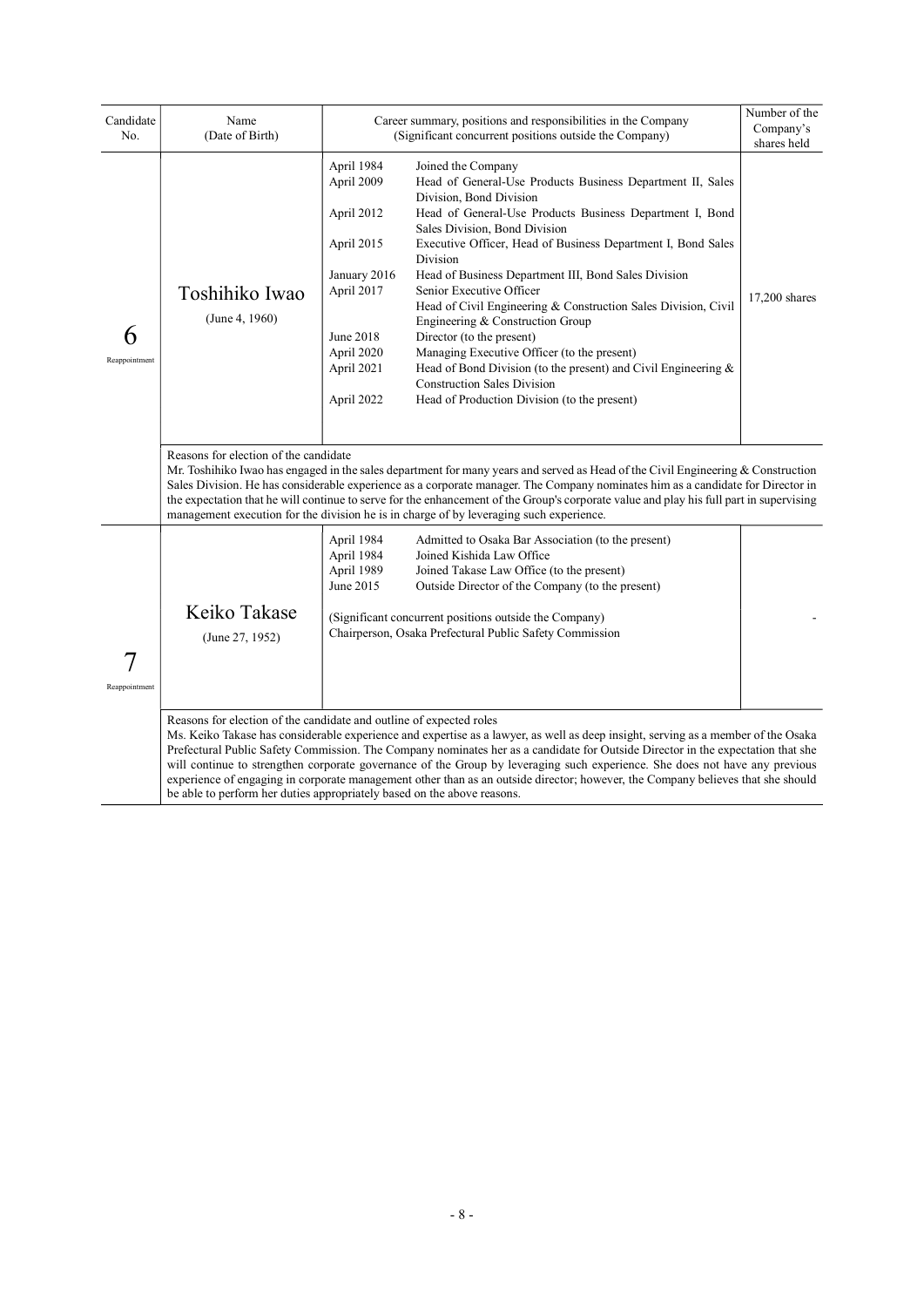| Candidate No. | Name (Date of Birth) | Career summary, positions and responsibilities in the Company (Significant concurrent positions outside the Company) | Number of the Company's shares held |
|---|---|---|---|
| 6 Reappointment | Toshihiko Iwao (June 4, 1960) | April 1984 Joined the Company<br>April 2009 Head of General-Use Products Business Department II, Sales Division, Bond Division<br>April 2012 Head of General-Use Products Business Department I, Bond Sales Division, Bond Division<br>April 2015 Executive Officer, Head of Business Department I, Bond Sales Division<br>January 2016 Head of Business Department III, Bond Sales Division<br>April 2017 Senior Executive Officer<br>Head of Civil Engineering & Construction Sales Division, Civil Engineering & Construction Group<br>June 2018 Director (to the present)<br>April 2020 Managing Executive Officer (to the present)<br>April 2021 Head of Bond Division (to the present) and Civil Engineering & Construction Sales Division<br>April 2022 Head of Production Division (to the present) | 17,200 shares |
| | Reasons for election of the candidate<br>Mr. Toshihiko Iwao has engaged in the sales department for many years and served as Head of the Civil Engineering & Construction Sales Division. He has considerable experience as a corporate manager. The Company nominates him as a candidate for Director in the expectation that he will continue to serve for the enhancement of the Group's corporate value and play his full part in supervising management execution for the division he is in charge of by leveraging such experience. | | |
| 7 Reappointment | Keiko Takase (June 27, 1952) | April 1984 Admitted to Osaka Bar Association (to the present)<br>April 1984 Joined Kishida Law Office<br>April 1989 Joined Takase Law Office (to the present)<br>June 2015 Outside Director of the Company (to the present)<br><br>(Significant concurrent positions outside the Company)<br>Chairperson, Osaka Prefectural Public Safety Commission | - |
| | Reasons for election of the candidate and outline of expected roles<br>Ms. Keiko Takase has considerable experience and expertise as a lawyer, as well as deep insight, serving as a member of the Osaka Prefectural Public Safety Commission. The Company nominates her as a candidate for Outside Director in the expectation that she will continue to strengthen corporate governance of the Group by leveraging such experience. She does not have any previous experience of engaging in corporate management other than as an outside director; however, the Company believes that she should be able to perform her duties appropriately based on the above reasons. | | |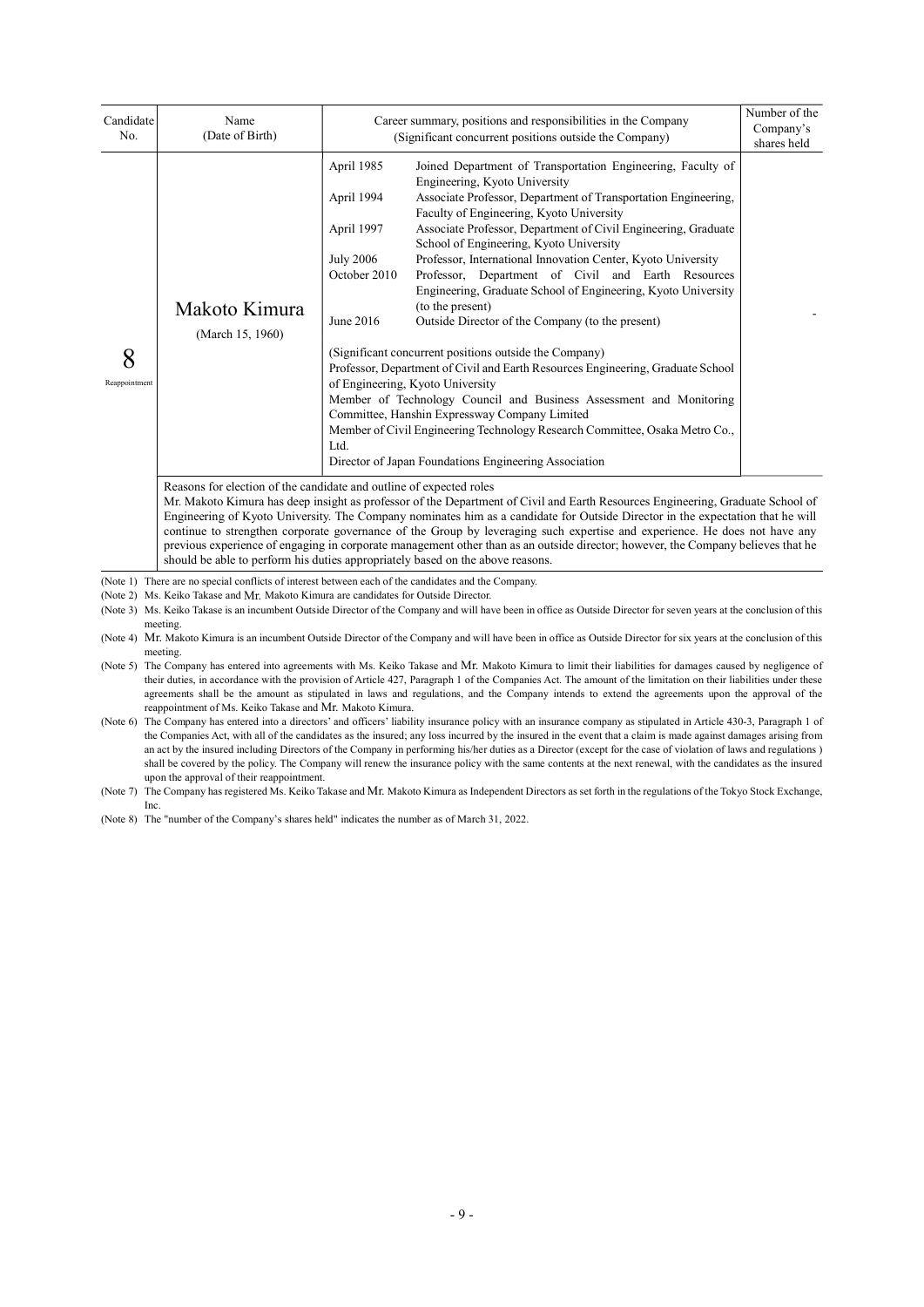| Candidate No. | Name (Date of Birth) | Career summary, positions and responsibilities in the Company (Significant concurrent positions outside the Company) | Number of the Company's shares held |
|---|---|---|---|
| 8 Reappointment | Makoto Kimura (March 15, 1960) | April 1985 Joined Department of Transportation Engineering, Faculty of Engineering, Kyoto University<br>April 1994 Associate Professor, Department of Transportation Engineering, Faculty of Engineering, Kyoto University<br>April 1997 Associate Professor, Department of Civil Engineering, Graduate School of Engineering, Kyoto University<br>July 2006 Professor, International Innovation Center, Kyoto University<br>October 2010 Professor, Department of Civil and Earth Resources Engineering, Graduate School of Engineering, Kyoto University (to the present)<br>June 2016 Outside Director of the Company (to the present)<br><br>(Significant concurrent positions outside the Company)<br>Professor, Department of Civil and Earth Resources Engineering, Graduate School of Engineering, Kyoto University<br>Member of Technology Council and Business Assessment and Monitoring Committee, Hanshin Expressway Company Limited<br>Member of Civil Engineering Technology Research Committee, Osaka Metro Co., Ltd.<br>Director of Japan Foundations Engineering Association | - |
| | Reasons for election of the candidate and outline of expected roles<br>Mr. Makoto Kimura has deep insight as professor of the Department of Civil and Earth Resources Engineering, Graduate School of Engineering of Kyoto University. The Company nominates him as a candidate for Outside Director in the expectation that he will continue to strengthen corporate governance of the Group by leveraging such expertise and experience. He does not have any previous experience of engaging in corporate management other than as an outside director; however, the Company believes that he should be able to perform his duties appropriately based on the above reasons. | | |

(Note 1) There are no special conflicts of interest between each of the candidates and the Company.

(Note 2) Ms. Keiko Takase and Mr. Makoto Kimura are candidates for Outside Director.

(Note 3) Ms. Keiko Takase is an incumbent Outside Director of the Company and will have been in office as Outside Director for seven years at the conclusion of this meeting.

(Note 4) Mr. Makoto Kimura is an incumbent Outside Director of the Company and will have been in office as Outside Director for six years at the conclusion of this meeting.

(Note 5) The Company has entered into agreements with Ms. Keiko Takase and Mr. Makoto Kimura to limit their liabilities for damages caused by negligence of their duties, in accordance with the provision of Article 427, Paragraph 1 of the Companies Act. The amount of the limitation on their liabilities under these agreements shall be the amount as stipulated in laws and regulations, and the Company intends to extend the agreements upon the approval of the reappointment of Ms. Keiko Takase and Mr. Makoto Kimura.

(Note 6) The Company has entered into a directors' and officers' liability insurance policy with an insurance company as stipulated in Article 430-3, Paragraph 1 of the Companies Act, with all of the candidates as the insured; any loss incurred by the insured in the event that a claim is made against damages arising from an act by the insured including Directors of the Company in performing his/her duties as a Director (except for the case of violation of laws and regulations ) shall be covered by the policy. The Company will renew the insurance policy with the same contents at the next renewal, with the candidates as the insured upon the approval of their reappointment.

(Note 7) The Company has registered Ms. Keiko Takase and Mr. Makoto Kimura as Independent Directors as set forth in the regulations of the Tokyo Stock Exchange, Inc.

(Note 8) The "number of the Company's shares held" indicates the number as of March 31, 2022.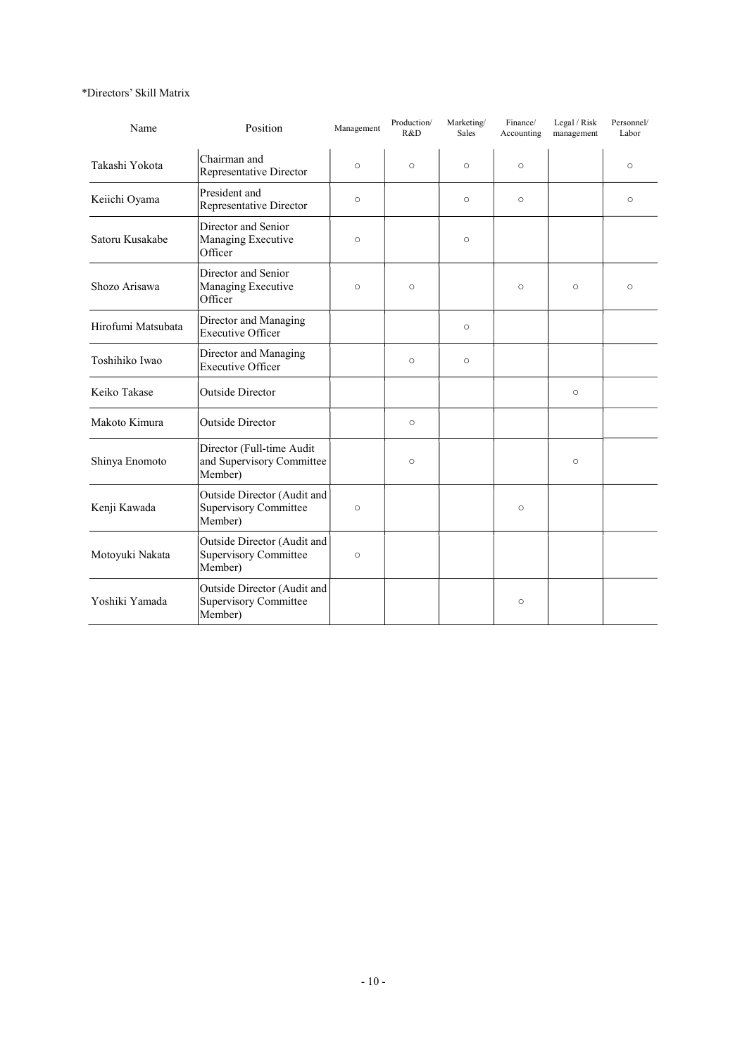*Directors' Skill Matrix

| Name | Position | Management | Production/ R&D | Marketing/ Sales | Finance/ Accounting | Legal / Risk management | Personnel/ Labor |
|---|---|---|---|---|---|---|---|
| Takashi Yokota | Chairman and Representative Director | ○ | ○ | ○ | ○ | | ○ |
| Keiichi Oyama | President and Representative Director | ○ | | ○ | ○ | | ○ |
| Satoru Kusakabe | Director and Senior Managing Executive Officer | ○ | | ○ | | | |
| Shozo Arisawa | Director and Senior Managing Executive Officer | ○ | ○ | | ○ | ○ | ○ |
| Hirofumi Matsubata | Director and Managing Executive Officer | | | ○ | | | |
| Toshihiko Iwao | Director and Managing Executive Officer | | ○ | ○ | | | |
| Keiko Takase | Outside Director | | | | | ○ | |
| Makoto Kimura | Outside Director | | ○ | | | | |
| Shinya Enomoto | Director (Full-time Audit and Supervisory Committee Member) | | ○ | | | ○ | |
| Kenji Kawada | Outside Director (Audit and Supervisory Committee Member) | ○ | | | ○ | | |
| Motoyuki Nakata | Outside Director (Audit and Supervisory Committee Member) | ○ | | | | | |
| Yoshiki Yamada | Outside Director (Audit and Supervisory Committee Member) | | | | ○ | | |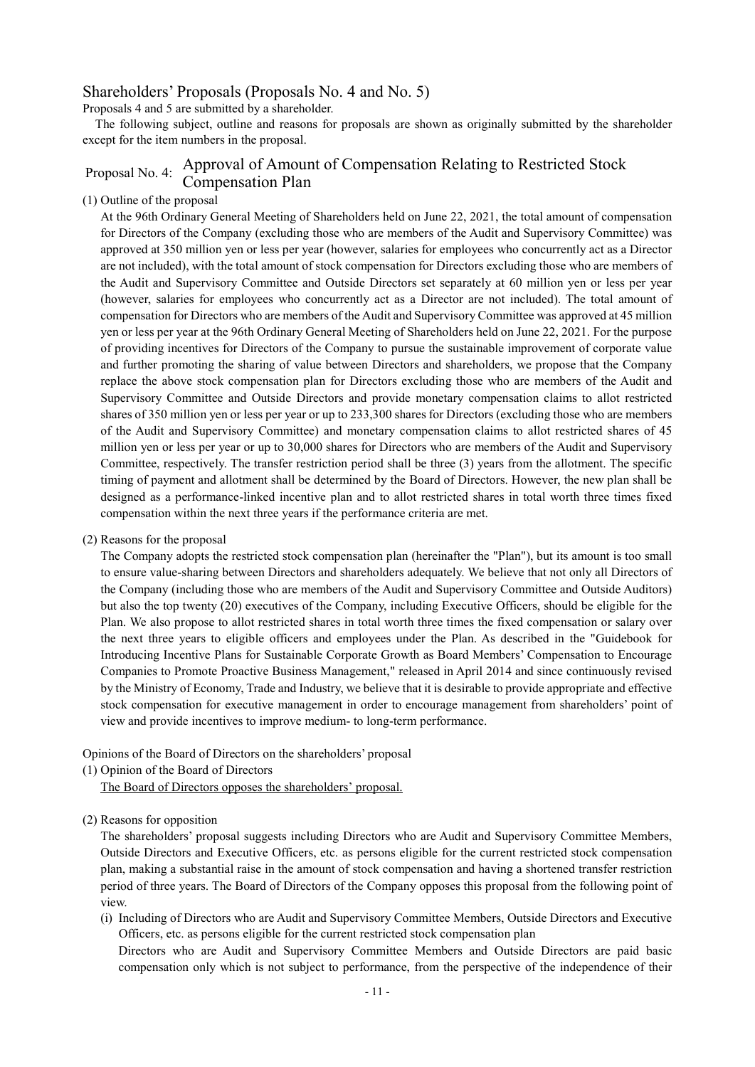## Shareholders' Proposals (Proposals No. 4 and No. 5)

Proposals 4 and 5 are submitted by a shareholder.

The following subject, outline and reasons for proposals are shown as originally submitted by the shareholder except for the item numbers in the proposal.

### Proposal No. 4: Approval of Amount of Compensation Relating to Restricted Stock Compensation Plan

(1) Outline of the proposal

At the 96th Ordinary General Meeting of Shareholders held on June 22, 2021, the total amount of compensation for Directors of the Company (excluding those who are members of the Audit and Supervisory Committee) was approved at 350 million yen or less per year (however, salaries for employees who concurrently act as a Director are not included), with the total amount of stock compensation for Directors excluding those who are members of the Audit and Supervisory Committee and Outside Directors set separately at 60 million yen or less per year (however, salaries for employees who concurrently act as a Director are not included). The total amount of compensation for Directors who are members of the Audit and Supervisory Committee was approved at 45 million yen or less per year at the 96th Ordinary General Meeting of Shareholders held on June 22, 2021. For the purpose of providing incentives for Directors of the Company to pursue the sustainable improvement of corporate value and further promoting the sharing of value between Directors and shareholders, we propose that the Company replace the above stock compensation plan for Directors excluding those who are members of the Audit and Supervisory Committee and Outside Directors and provide monetary compensation claims to allot restricted shares of 350 million yen or less per year or up to 233,300 shares for Directors (excluding those who are members of the Audit and Supervisory Committee) and monetary compensation claims to allot restricted shares of 45 million yen or less per year or up to 30,000 shares for Directors who are members of the Audit and Supervisory Committee, respectively. The transfer restriction period shall be three (3) years from the allotment. The specific timing of payment and allotment shall be determined by the Board of Directors. However, the new plan shall be designed as a performance-linked incentive plan and to allot restricted shares in total worth three times fixed compensation within the next three years if the performance criteria are met.

(2) Reasons for the proposal

The Company adopts the restricted stock compensation plan (hereinafter the "Plan"), but its amount is too small to ensure value-sharing between Directors and shareholders adequately. We believe that not only all Directors of the Company (including those who are members of the Audit and Supervisory Committee and Outside Auditors) but also the top twenty (20) executives of the Company, including Executive Officers, should be eligible for the Plan. We also propose to allot restricted shares in total worth three times the fixed compensation or salary over the next three years to eligible officers and employees under the Plan. As described in the "Guidebook for Introducing Incentive Plans for Sustainable Corporate Growth as Board Members' Compensation to Encourage Companies to Promote Proactive Business Management," released in April 2014 and since continuously revised by the Ministry of Economy, Trade and Industry, we believe that it is desirable to provide appropriate and effective stock compensation for executive management in order to encourage management from shareholders' point of view and provide incentives to improve medium- to long-term performance.

Opinions of the Board of Directors on the shareholders' proposal

(1) Opinion of the Board of Directors

The Board of Directors opposes the shareholders' proposal.

(2) Reasons for opposition

The shareholders' proposal suggests including Directors who are Audit and Supervisory Committee Members, Outside Directors and Executive Officers, etc. as persons eligible for the current restricted stock compensation plan, making a substantial raise in the amount of stock compensation and having a shortened transfer restriction period of three years. The Board of Directors of the Company opposes this proposal from the following point of view.

(i) Including of Directors who are Audit and Supervisory Committee Members, Outside Directors and Executive Officers, etc. as persons eligible for the current restricted stock compensation plan

Directors who are Audit and Supervisory Committee Members and Outside Directors are paid basic compensation only which is not subject to performance, from the perspective of the independence of their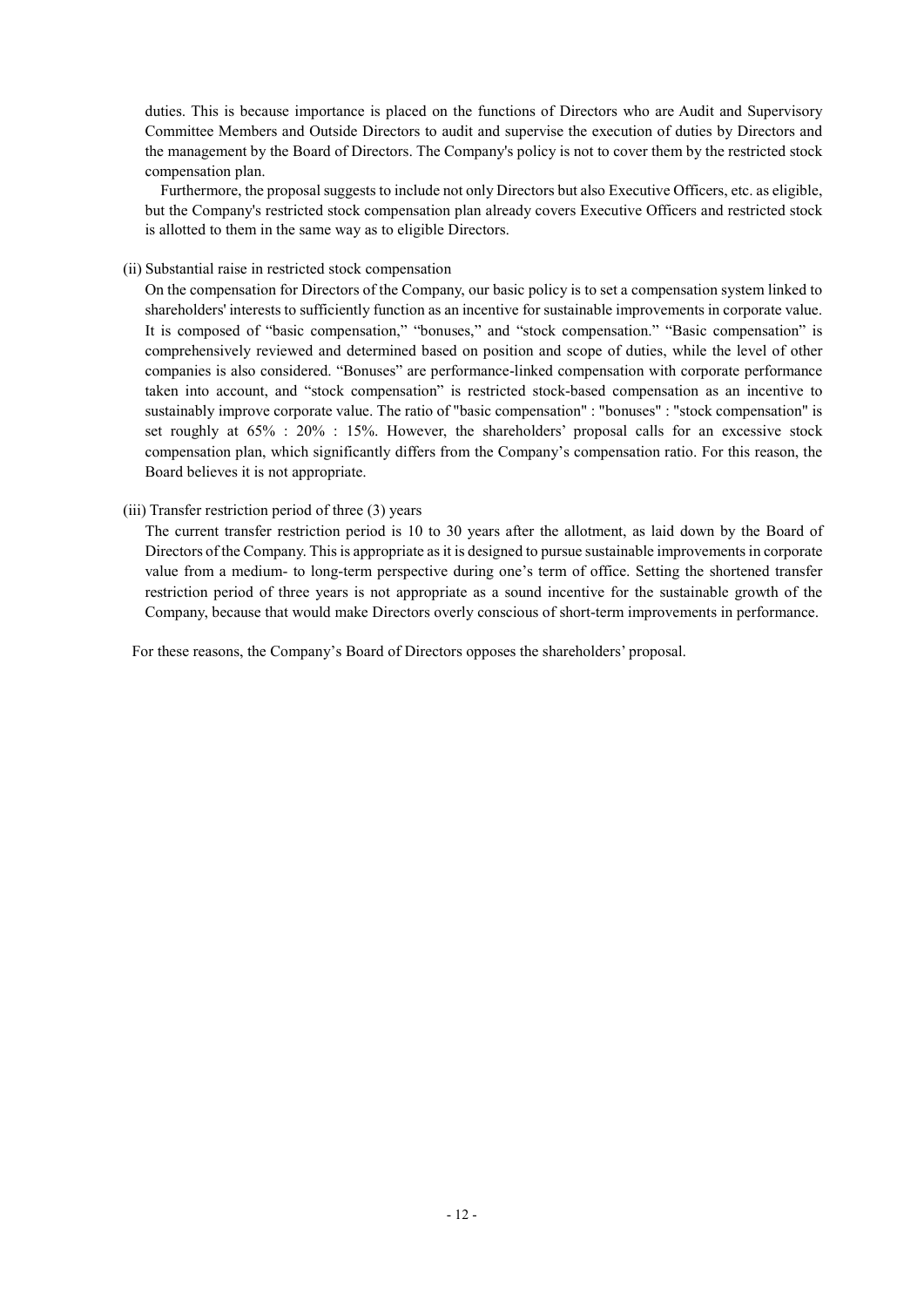duties. This is because importance is placed on the functions of Directors who are Audit and Supervisory Committee Members and Outside Directors to audit and supervise the execution of duties by Directors and the management by the Board of Directors. The Company's policy is not to cover them by the restricted stock compensation plan.

Furthermore, the proposal suggests to include not only Directors but also Executive Officers, etc. as eligible, but the Company's restricted stock compensation plan already covers Executive Officers and restricted stock is allotted to them in the same way as to eligible Directors.

(ii) Substantial raise in restricted stock compensation

On the compensation for Directors of the Company, our basic policy is to set a compensation system linked to shareholders' interests to sufficiently function as an incentive for sustainable improvements in corporate value. It is composed of "basic compensation," "bonuses," and "stock compensation." "Basic compensation" is comprehensively reviewed and determined based on position and scope of duties, while the level of other companies is also considered. "Bonuses" are performance-linked compensation with corporate performance taken into account, and "stock compensation" is restricted stock-based compensation as an incentive to sustainably improve corporate value. The ratio of "basic compensation" : "bonuses" : "stock compensation" is set roughly at 65% : 20% : 15%. However, the shareholders' proposal calls for an excessive stock compensation plan, which significantly differs from the Company's compensation ratio. For this reason, the Board believes it is not appropriate.

(iii) Transfer restriction period of three (3) years

The current transfer restriction period is 10 to 30 years after the allotment, as laid down by the Board of Directors of the Company. This is appropriate as it is designed to pursue sustainable improvements in corporate value from a medium- to long-term perspective during one's term of office. Setting the shortened transfer restriction period of three years is not appropriate as a sound incentive for the sustainable growth of the Company, because that would make Directors overly conscious of short-term improvements in performance.

For these reasons, the Company's Board of Directors opposes the shareholders' proposal.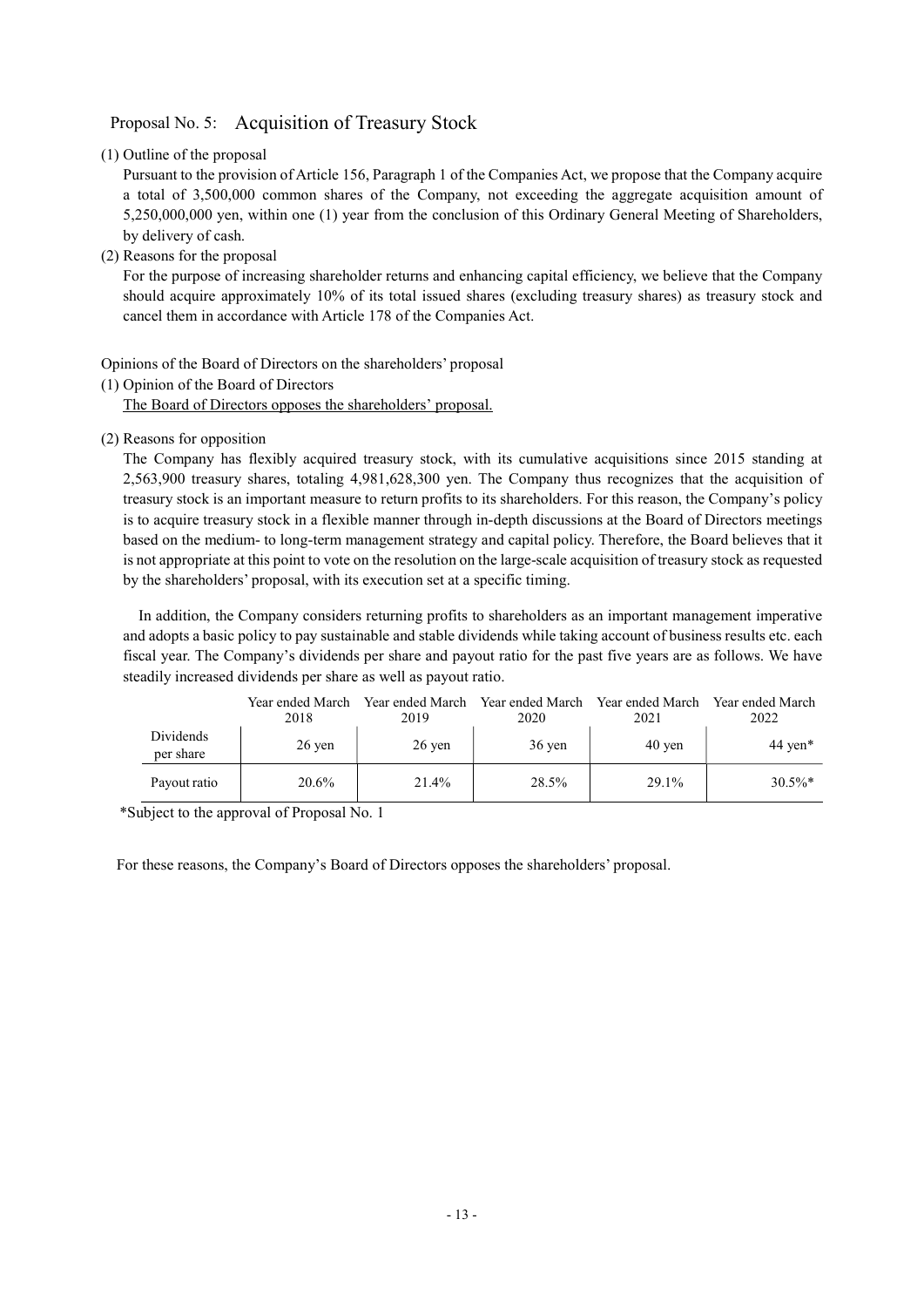## Proposal No. 5: Acquisition of Treasury Stock

(1) Outline of the proposal

Pursuant to the provision of Article 156, Paragraph 1 of the Companies Act, we propose that the Company acquire a total of 3,500,000 common shares of the Company, not exceeding the aggregate acquisition amount of 5,250,000,000 yen, within one (1) year from the conclusion of this Ordinary General Meeting of Shareholders, by delivery of cash.

(2) Reasons for the proposal

For the purpose of increasing shareholder returns and enhancing capital efficiency, we believe that the Company should acquire approximately 10% of its total issued shares (excluding treasury shares) as treasury stock and cancel them in accordance with Article 178 of the Companies Act.

Opinions of the Board of Directors on the shareholders' proposal

(1) Opinion of the Board of Directors

The Board of Directors opposes the shareholders' proposal.

(2) Reasons for opposition

The Company has flexibly acquired treasury stock, with its cumulative acquisitions since 2015 standing at 2,563,900 treasury shares, totaling 4,981,628,300 yen. The Company thus recognizes that the acquisition of treasury stock is an important measure to return profits to its shareholders. For this reason, the Company's policy is to acquire treasury stock in a flexible manner through in-depth discussions at the Board of Directors meetings based on the medium- to long-term management strategy and capital policy. Therefore, the Board believes that it is not appropriate at this point to vote on the resolution on the large-scale acquisition of treasury stock as requested by the shareholders' proposal, with its execution set at a specific timing.

In addition, the Company considers returning profits to shareholders as an important management imperative and adopts a basic policy to pay sustainable and stable dividends while taking account of business results etc. each fiscal year. The Company's dividends per share and payout ratio for the past five years are as follows. We have steadily increased dividends per share as well as payout ratio.

| | Year ended March 2018 | Year ended March 2019 | Year ended March 2020 | Year ended March 2021 | Year ended March 2022 |
|---|---|---|---|---|---|
| Dividends per share | 26 yen | 26 yen | 36 yen | 40 yen | 44 yen* |
| Payout ratio | 20.6% | 21.4% | 28.5% | 29.1% | 30.5%* |

*Subject to the approval of Proposal No. 1

For these reasons, the Company's Board of Directors opposes the shareholders' proposal.